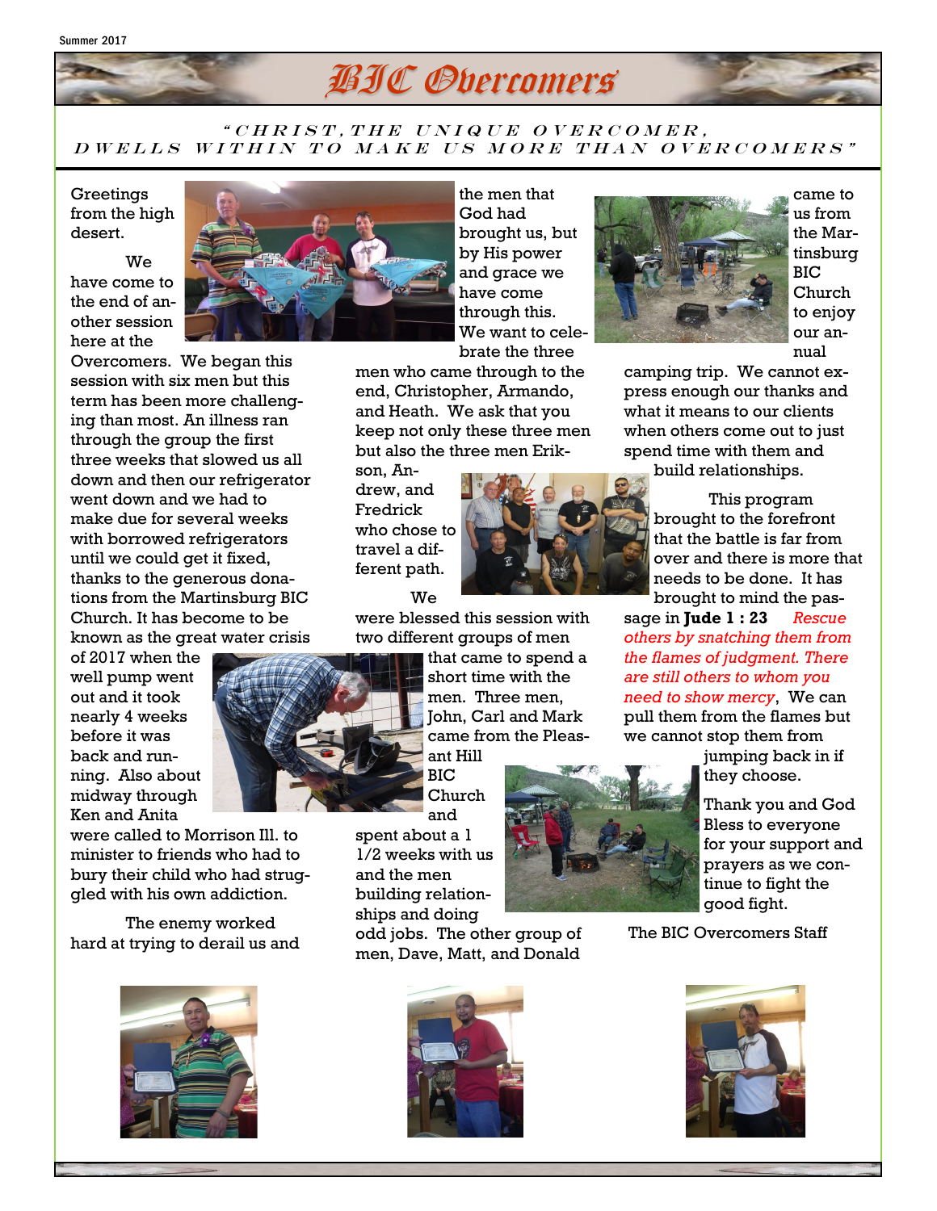Summer 2017

# BIC Overcomers

*"CHRIST, THE UNIQUE OVERCOMER, DWELLS WITHIN TO MAKE US MORE THAN OVERCOMERS"*

Greetings from the high desert.

We have come to the end of another session here at the Overcomers. We began this session with six men but this term has been more challenging than most. An illness ran through the group the first three weeks that slowed us all down and then our refrigerator went down and we had to make due for several weeks with borrowed refrigerators until we could get it fixed, thanks to the generous donations from the Martinsburg BIC Church. It has become to be known as the great water crisis of 2017 when the well pump went out and it took nearly 4 weeks before it was back and running. Also about midway through Ken and Anita were called to Morrison Ill. to minister to friends who had to bury their child who had struggled with his own addiction.

The enemy worked hard at trying to derail us and the men that God had brought us, but by His power and grace we have come through this. We want to celebrate the three men who came through to the end, Christopher, Armando, and Heath. We ask that you keep not only these three men but also the three men Erikson, Andrew, and Fredrick who chose to travel a different path.

We were blessed this session with two different groups of men that came to spend a short time with the men. Three men, John, Carl and Mark came from the Pleasant Hill BIC Church and spent about a 1 1/2 weeks with us and the men building relationships and doing odd jobs. The other group of men, Dave, Matt, and Donald came to us from the Martinsburg BIC Church to enjoy our annual camping trip. We cannot express enough our thanks and what it means to our clients when others come out to just spend time with them and build relationships.

This program brought to the forefront that the battle is far from over and there is more that needs to be done. It has brought to mind the passage in **Jude 1 : 23** *Rescue others by snatching them from the flames of judgment. There are still others to whom you need to show mercy*, We can pull them from the flames but we cannot stop them from jumping back in if they choose.

Thank you and God Bless to everyone for your support and prayers as we continue to fight the good fight.

The BIC Overcomers Staff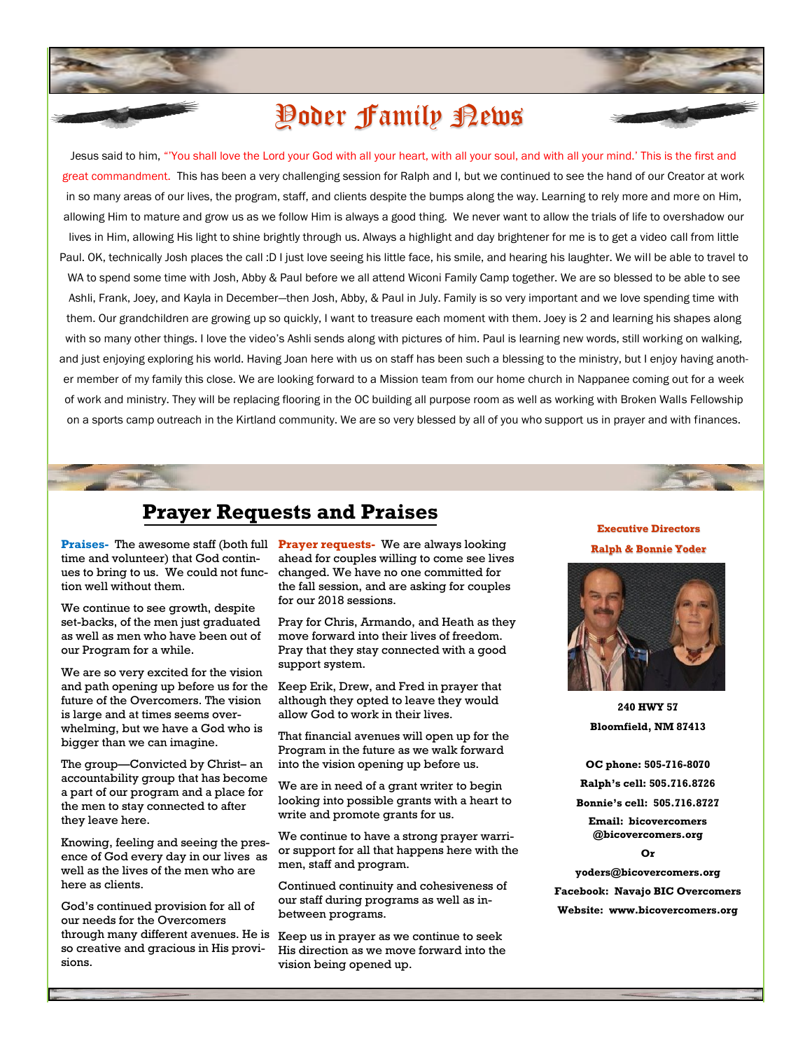# Yoder Family News

Jesus said to him, "'You shall love the Lord your God with all your heart, with all your soul, and with all your mind.' This is the first and great commandment. This has been a very challenging session for Ralph and I, but we continued to see the hand of our Creator at work in so many areas of our lives, the program, staff, and clients despite the bumps along the way. Learning to rely more and more on Him, allowing Him to mature and grow us as we follow Him is always a good thing. We never want to allow the trials of life to overshadow our lives in Him, allowing His light to shine brightly through us. Always a highlight and day brightener for me is to get a video call from little Paul. OK, technically Josh places the call :D I just love seeing his little face, his smile, and hearing his laughter. We will be able to travel to WA to spend some time with Josh, Abby & Paul before we all attend Wiconi Family Camp together. We are so blessed to be able to see Ashli, Frank, Joey, and Kayla in December—then Josh, Abby, & Paul in July. Family is so very important and we love spending time with them. Our grandchildren are growing up so quickly, I want to treasure each moment with them. Joey is 2 and learning his shapes along with so many other things. I love the video's Ashli sends along with pictures of him. Paul is learning new words, still working on walking, and just enjoying exploring his world. Having Joan here with us on staff has been such a blessing to the ministry, but I enjoy having another member of my family this close. We are looking forward to a Mission team from our home church in Nappanee coming out for a week of work and ministry. They will be replacing flooring in the OC building all purpose room as well as working with Broken Walls Fellowship on a sports camp outreach in the Kirtland community. We are so very blessed by all of you who support us in prayer and with finances.

## Prayer Requests and Praises

**Praises-** The awesome staff (both full time and volunteer) that God continues to bring to us. We could not function well without them.

We continue to see growth, despite set-backs, of the men just graduated as well as men who have been out of our Program for a while.

We are so very excited for the vision and path opening up before us for the future of the Overcomers. The vision is large and at times seems overwhelming, but we have a God who is bigger than we can imagine.

The group—Convicted by Christ– an accountability group that has become a part of our program and a place for the men to stay connected to after they leave here.

Knowing, feeling and seeing the presence of God every day in our lives as well as the lives of the men who are here as clients.

God's continued provision for all of our needs for the Overcomers through many different avenues. He is so creative and gracious in His provisions.

**Prayer requests-** We are always looking ahead for couples willing to come see lives changed. We have no one committed for the fall session, and are asking for couples for our 2018 sessions.

Pray for Chris, Armando, and Heath as they move forward into their lives of freedom. Pray that they stay connected with a good support system.

Keep Erik, Drew, and Fred in prayer that although they opted to leave they would allow God to work in their lives.

That financial avenues will open up for the Program in the future as we walk forward into the vision opening up before us.

We are in need of a grant writer to begin looking into possible grants with a heart to write and promote grants for us.

We continue to have a strong prayer warrior support for all that happens here with the men, staff and program.

Continued continuity and cohesiveness of our staff during programs as well as in-between programs.

Keep us in prayer as we continue to seek His direction as we move forward into the vision being opened up.

**Executive Directors**

**Ralph & Bonnie Yoder**

**240 HWY 57**

**Bloomfield, NM 87413**

**OC phone: 505-716-8070**

**Ralph's cell: 505.716.8726**

**Bonnie's cell: 505.716.8727**

**Email: bicovercomers @bicovercomers.org**

**Or**

**yoders@bicovercomers.org**

**Facebook: Navajo BIC Overcomers**

**Website: www.bicovercomers.org**